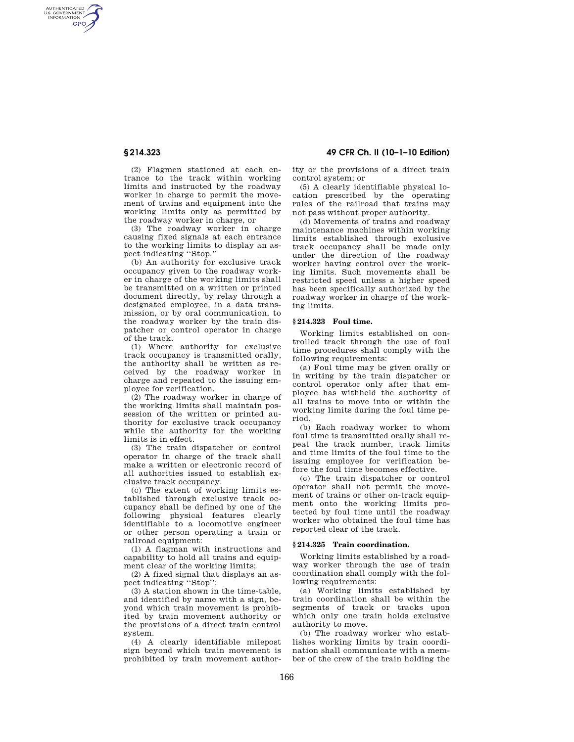(2) Flagmen stationed at each entrance to the track within working limits and instructed by the roadway worker in charge to permit the movement of trains and equipment into the working limits only as permitted by the roadway worker in charge, or

(3) The roadway worker in charge causing fixed signals at each entrance to the working limits to display an aspect indicating ''Stop.''

(b) An authority for exclusive track occupancy given to the roadway worker in charge of the working limits shall be transmitted on a written or printed document directly, by relay through a designated employee, in a data transmission, or by oral communication, to the roadway worker by the train dispatcher or control operator in charge of the track.

(1) Where authority for exclusive track occupancy is transmitted orally, the authority shall be written as received by the roadway worker in charge and repeated to the issuing employee for verification.

(2) The roadway worker in charge of the working limits shall maintain possession of the written or printed authority for exclusive track occupancy while the authority for the working limits is in effect.

(3) The train dispatcher or control operator in charge of the track shall make a written or electronic record of all authorities issued to establish exclusive track occupancy.

(c) The extent of working limits established through exclusive track occupancy shall be defined by one of the following physical features clearly identifiable to a locomotive engineer or other person operating a train or railroad equipment:

(1) A flagman with instructions and capability to hold all trains and equipment clear of the working limits;

(2) A fixed signal that displays an aspect indicating ''Stop'';

(3) A station shown in the time-table, and identified by name with a sign, beyond which train movement is prohibited by train movement authority or the provisions of a direct train control system.

(4) A clearly identifiable milepost sign beyond which train movement is prohibited by train movement authority or the provisions of a direct train control system; or

(5) A clearly identifiable physical location prescribed by the operating rules of the railroad that trains may not pass without proper authority.

(d) Movements of trains and roadway maintenance machines within working limits established through exclusive track occupancy shall be made only under the direction of the roadway worker having control over the working limits. Such movements shall be restricted speed unless a higher speed has been specifically authorized by the roadway worker in charge of the working limits.

## § 214.323 Foul time.

Working limits established on controlled track through the use of foul time procedures shall comply with the following requirements:

(a) Foul time may be given orally or in writing by the train dispatcher or control operator only after that employee has withheld the authority of all trains to move into or within the working limits during the foul time period.

(b) Each roadway worker to whom foul time is transmitted orally shall repeat the track number, track limits and time limits of the foul time to the issuing employee for verification before the foul time becomes effective.

(c) The train dispatcher or control operator shall not permit the movement of trains or other on-track equipment onto the working limits protected by foul time until the roadway worker who obtained the foul time has reported clear of the track.

## § 214.325 Train coordination.

Working limits established by a roadway worker through the use of train coordination shall comply with the following requirements:

(a) Working limits established by train coordination shall be within the segments of track or tracks upon which only one train holds exclusive authority to move.

(b) The roadway worker who establishes working limits by train coordination shall communicate with a member of the crew of the train holding the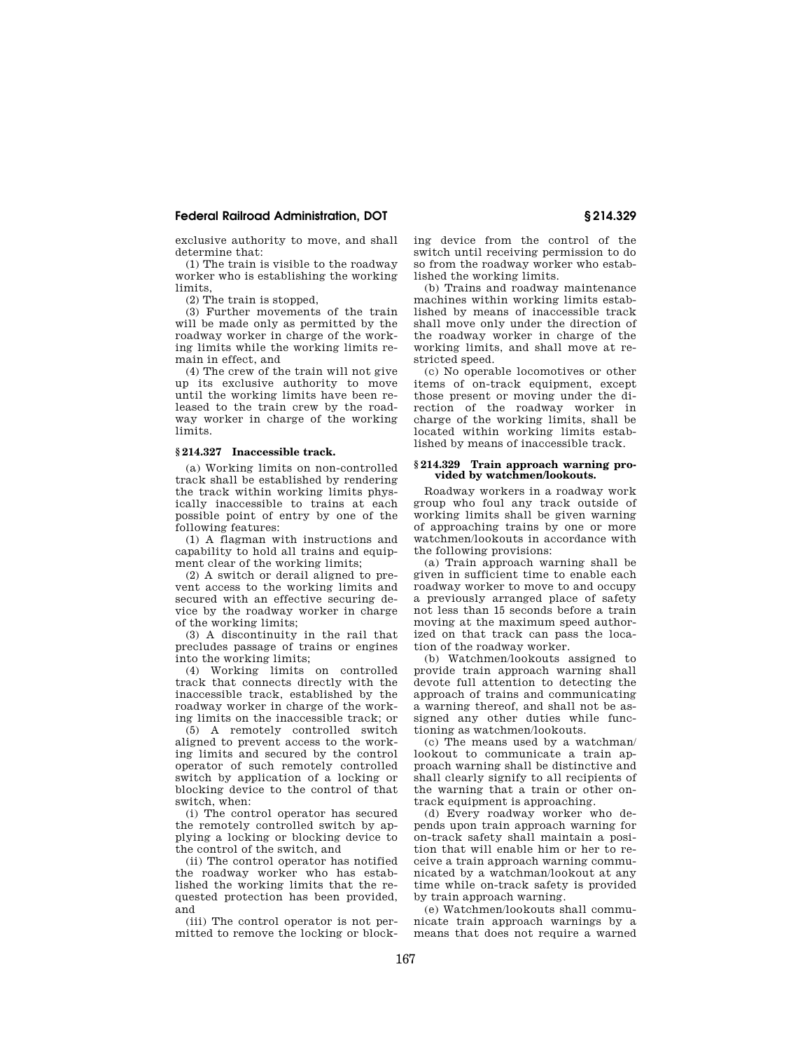exclusive authority to move, and shall determine that:

(1) The train is visible to the roadway worker who is establishing the working limits,

(2) The train is stopped,

(3) Further movements of the train will be made only as permitted by the roadway worker in charge of the working limits while the working limits remain in effect, and

(4) The crew of the train will not give up its exclusive authority to move until the working limits have been released to the train crew by the roadway worker in charge of the working limits.

### § 214.327 Inaccessible track.

(a) Working limits on non-controlled track shall be established by rendering the track within working limits physically inaccessible to trains at each possible point of entry by one of the following features:

(1) A flagman with instructions and capability to hold all trains and equipment clear of the working limits;

(2) A switch or derail aligned to prevent access to the working limits and secured with an effective securing device by the roadway worker in charge of the working limits;

(3) A discontinuity in the rail that precludes passage of trains or engines into the working limits;

(4) Working limits on controlled track that connects directly with the inaccessible track, established by the roadway worker in charge of the working limits on the inaccessible track; or

(5) A remotely controlled switch aligned to prevent access to the working limits and secured by the control operator of such remotely controlled switch by application of a locking or blocking device to the control of that switch, when:

(i) The control operator has secured the remotely controlled switch by applying a locking or blocking device to the control of the switch, and

(ii) The control operator has notified the roadway worker who has established the working limits that the requested protection has been provided, and

(iii) The control operator is not permitted to remove the locking or blocking device from the control of the switch until receiving permission to do so from the roadway worker who established the working limits.

(b) Trains and roadway maintenance machines within working limits established by means of inaccessible track shall move only under the direction of the roadway worker in charge of the working limits, and shall move at restricted speed.

(c) No operable locomotives or other items of on-track equipment, except those present or moving under the direction of the roadway worker in charge of the working limits, shall be located within working limits established by means of inaccessible track.

### § 214.329 Train approach warning provided by watchmen/lookouts.

Roadway workers in a roadway work group who foul any track outside of working limits shall be given warning of approaching trains by one or more watchmen/lookouts in accordance with the following provisions:

(a) Train approach warning shall be given in sufficient time to enable each roadway worker to move to and occupy a previously arranged place of safety not less than 15 seconds before a train moving at the maximum speed authorized on that track can pass the location of the roadway worker.

(b) Watchmen/lookouts assigned to provide train approach warning shall devote full attention to detecting the approach of trains and communicating a warning thereof, and shall not be assigned any other duties while functioning as watchmen/lookouts.

(c) The means used by a watchman/lookout to communicate a train approach warning shall be distinctive and shall clearly signify to all recipients of the warning that a train or other on-track equipment is approaching.

(d) Every roadway worker who depends upon train approach warning for on-track safety shall maintain a position that will enable him or her to receive a train approach warning communicated by a watchman/lookout at any time while on-track safety is provided by train approach warning.

(e) Watchmen/lookouts shall communicate train approach warnings by a means that does not require a warned